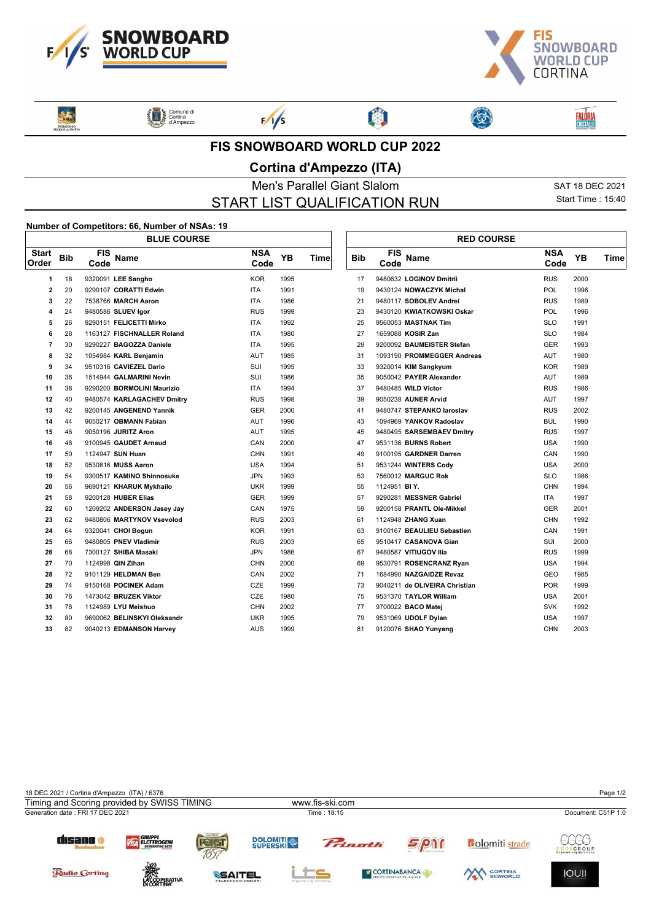# FIS SNOWBOARD WORLD CUP 2022

## Cortina d'Ampezzo (ITA)

### Men's Parallel Giant Slalom

### START LIST QUALIFICATION RUN

SAT 18 DEC 2021
Start Time : 15:40

**Number of Competitors: 66, Number of NSAs: 19**

| BLUE COURSE | | | | | | | RED COURSE | | | | | |
|---|---|---|---|---|---|---|---|---|---|---|---|---|
| Start Order | Bib | FIS Code | Name | NSA Code | YB | Time | Bib | FIS Code | Name | NSA Code | YB | Time |
| 1 | 18 | 9320091 | **LEE Sangho** | KOR | 1995 | | 17 | 9480632 | **LOGINOV Dmitrii** | RUS | 2000 | |
| 2 | 20 | 9290107 | **CORATTI Edwin** | ITA | 1991 | | 19 | 9430124 | **NOWACZYK Michal** | POL | 1996 | |
| 3 | 22 | 7538766 | **MARCH Aaron** | ITA | 1986 | | 21 | 9480117 | **SOBOLEV Andrei** | RUS | 1989 | |
| 4 | 24 | 9480586 | **SLUEV Igor** | RUS | 1999 | | 23 | 9430120 | **KWIATKOWSKI Oskar** | POL | 1996 | |
| 5 | 26 | 9290151 | **FELICETTI Mirko** | ITA | 1992 | | 25 | 9560053 | **MASTNAK Tim** | SLO | 1991 | |
| 6 | 28 | 1163127 | **FISCHNALLER Roland** | ITA | 1980 | | 27 | 1659088 | **KOSIR Zan** | SLO | 1984 | |
| 7 | 30 | 9290227 | **BAGOZZA Daniele** | ITA | 1995 | | 29 | 9200092 | **BAUMEISTER Stefan** | GER | 1993 | |
| 8 | 32 | 1054984 | **KARL Benjamin** | AUT | 1985 | | 31 | 1093190 | **PROMMEGGER Andreas** | AUT | 1980 | |
| 9 | 34 | 9510316 | **CAVIEZEL Dario** | SUI | 1995 | | 33 | 9320014 | **KIM Sangkyum** | KOR | 1989 | |
| 10 | 36 | 1514944 | **GALMARINI Nevin** | SUI | 1986 | | 35 | 9050042 | **PAYER Alexander** | AUT | 1989 | |
| 11 | 38 | 9290200 | **BORMOLINI Maurizio** | ITA | 1994 | | 37 | 9480485 | **WILD Victor** | RUS | 1986 | |
| 12 | 40 | 9480574 | **KARLAGACHEV Dmitry** | RUS | 1998 | | 39 | 9050238 | **AUNER Arvid** | AUT | 1997 | |
| 13 | 42 | 9200145 | **ANGENEND Yannik** | GER | 2000 | | 41 | 9480747 | **STEPANKO Iaroslav** | RUS | 2002 | |
| 14 | 44 | 9050217 | **OBMANN Fabian** | AUT | 1996 | | 43 | 1094969 | **YANKOV Radoslav** | BUL | 1990 | |
| 15 | 46 | 9050196 | **JURITZ Aron** | AUT | 1995 | | 45 | 9480495 | **SARSEMBAEV Dmitry** | RUS | 1997 | |
| 16 | 48 | 9100945 | **GAUDET Arnaud** | CAN | 2000 | | 47 | 9531136 | **BURNS Robert** | USA | 1990 | |
| 17 | 50 | 1124947 | **SUN Huan** | CHN | 1991 | | 49 | 9100195 | **GARDNER Darren** | CAN | 1990 | |
| 18 | 52 | 9530816 | **MUSS Aaron** | USA | 1994 | | 51 | 9531244 | **WINTERS Cody** | USA | 2000 | |
| 19 | 54 | 9300517 | **KAMINO Shinnosuke** | JPN | 1993 | | 53 | 7560012 | **MARGUC Rok** | SLO | 1986 | |
| 20 | 56 | 9690121 | **KHARUK Mykhailo** | UKR | 1999 | | 55 | 1124951 | **BI Y.** | CHN | 1994 | |
| 21 | 58 | 9200128 | **HUBER Elias** | GER | 1999 | | 57 | 9290281 | **MESSNER Gabriel** | ITA | 1997 | |
| 22 | 60 | 1209202 | **ANDERSON Jasey Jay** | CAN | 1975 | | 59 | 9200158 | **PRANTL Ole-Mikkel** | GER | 2001 | |
| 23 | 62 | 9480806 | **MARTYNOV Vsevolod** | RUS | 2003 | | 61 | 1124948 | **ZHANG Xuan** | CHN | 1992 | |
| 24 | 64 | 9320041 | **CHOI Bogun** | KOR | 1991 | | 63 | 9100167 | **BEAULIEU Sebastien** | CAN | 1991 | |
| 25 | 66 | 9480805 | **PNEV Vladimir** | RUS | 2003 | | 65 | 9510417 | **CASANOVA Gian** | SUI | 2000 | |
| 26 | 68 | 7300127 | **SHIBA Masaki** | JPN | 1986 | | 67 | 9480587 | **VITIUGOV Ilia** | RUS | 1999 | |
| 27 | 70 | 1124998 | **QIN Zihan** | CHN | 2000 | | 69 | 9530791 | **ROSENCRANZ Ryan** | USA | 1994 | |
| 28 | 72 | 9101129 | **HELDMAN Ben** | CAN | 2002 | | 71 | 1684990 | **NAZGAIDZE Revaz** | GEO | 1985 | |
| 29 | 74 | 9150168 | **POCINEK Adam** | CZE | 1999 | | 73 | 9040211 | **de OLIVEIRA Christian** | POR | 1999 | |
| 30 | 76 | 1473042 | **BRUZEK Viktor** | CZE | 1980 | | 75 | 9531370 | **TAYLOR William** | USA | 2001 | |
| 31 | 78 | 1124989 | **LYU Meishuo** | CHN | 2002 | | 77 | 9700022 | **BACO Matej** | SVK | 1992 | |
| 32 | 80 | 9690062 | **BELINSKYI Oleksandr** | UKR | 1995 | | 79 | 9531069 | **UDOLF Dylan** | USA | 1997 | |
| 33 | 82 | 9040213 | **EDMANSON Harvey** | AUS | 1999 | | 81 | 9120076 | **SHAO Yunyang** | CHN | 2003 | |

18 DEC 2021 / Cortina d'Ampezzo (ITA) / 6376
Timing and Scoring provided by SWISS TIMING — www.fis-ski.com
Generation date : FRI 17 DEC 2021 — Time : 18:15 — Document: C51P 1.0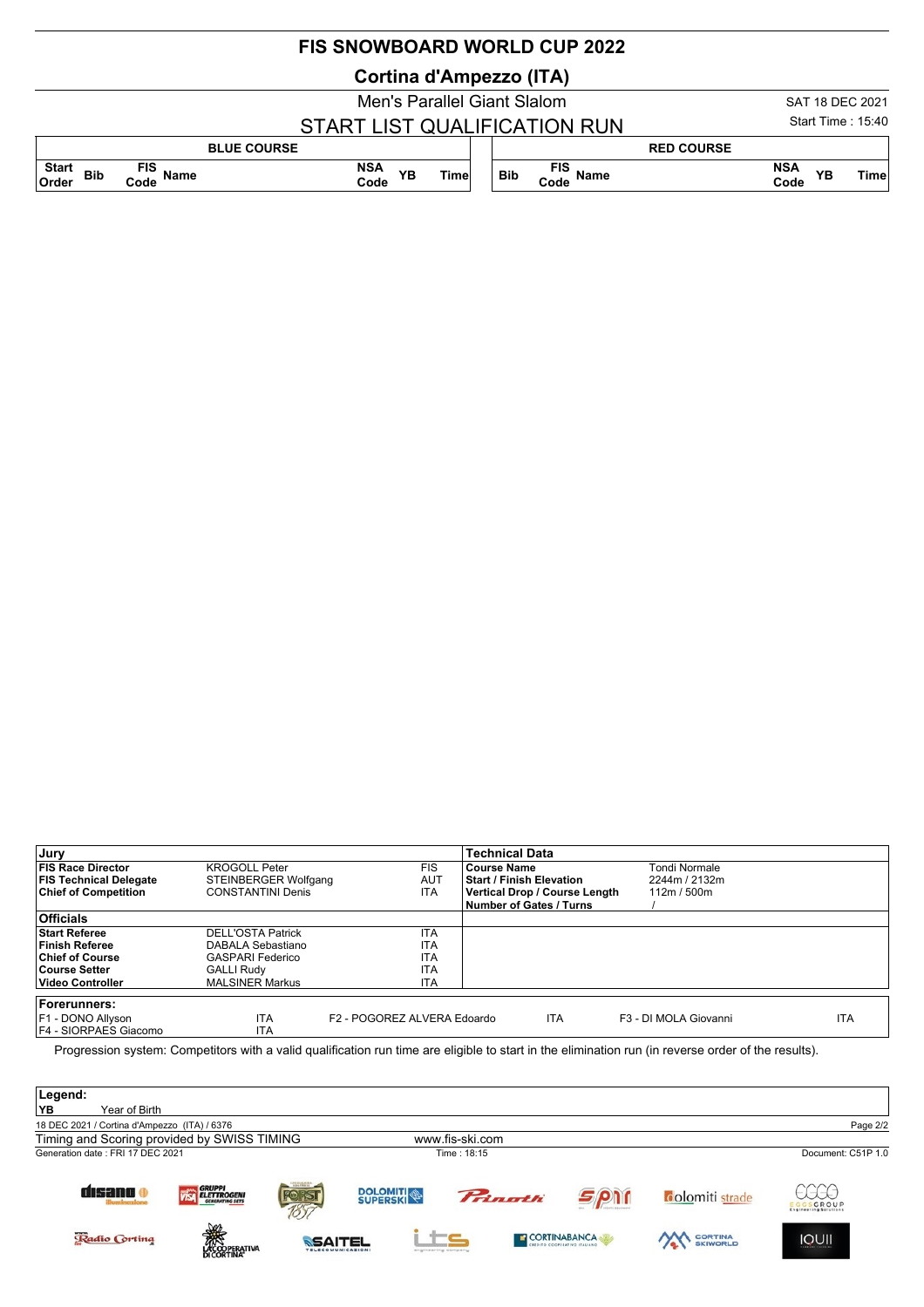# FIS SNOWBOARD WORLD CUP 2022

## Cortina d'Ampezzo (ITA)

### Men's Parallel Giant Slalom

SAT 18 DEC 2021

## START LIST QUALIFICATION RUN

Start Time : 15:40

| BLUE COURSE | | | | | | | RED COURSE | | | | | |
|---|---|---|---|---|---|---|---|---|---|---|---|---|
| Start Order | Bib | FIS Code | Name | NSA Code | YB | Time | Bib | FIS Code | Name | NSA Code | YB | Time |

| Jury | | |
|---|---|---|
| **FIS Race Director** | KROGOLL Peter | FIS |
| **FIS Technical Delegate** | STEINBERGER Wolfgang | AUT |
| **Chief of Competition** | CONSTANTINI Denis | ITA |

| Officials | | |
|---|---|---|
| **Start Referee** | DELL'OSTA Patrick | ITA |
| **Finish Referee** | DABALA Sebastiano | ITA |
| **Chief of Course** | GASPARI Federico | ITA |
| **Course Setter** | GALLI Rudy | ITA |
| **Video Controller** | MALSINER Markus | ITA |

| Technical Data | |
|---|---|
| **Course Name** | Tondi Normale |
| **Start / Finish Elevation** | 2244m / 2132m |
| **Vertical Drop / Course Length** | 112m / 500m |
| **Number of Gates / Turns** | / |

**Forerunners:**

| | | | | | |
|---|---|---|---|---|---|
| F1 - DONO Allyson | ITA | F2 - POGOREZ ALVERA Edoardo | ITA | F3 - DI MOLA Giovanni | ITA |
| F4 - SIORPAES Giacomo | ITA | | | | |

Progression system: Competitors with a valid qualification run time are eligible to start in the elimination run (in reverse order of the results).

**Legend:**

**YB** Year of Birth

18 DEC 2021 / Cortina d'Ampezzo (ITA) / 6376

Timing and Scoring provided by SWISS TIMING

www.fis-ski.com

Generation date : FRI 17 DEC 2021

Time : 18:15

Document: C51P 1.0